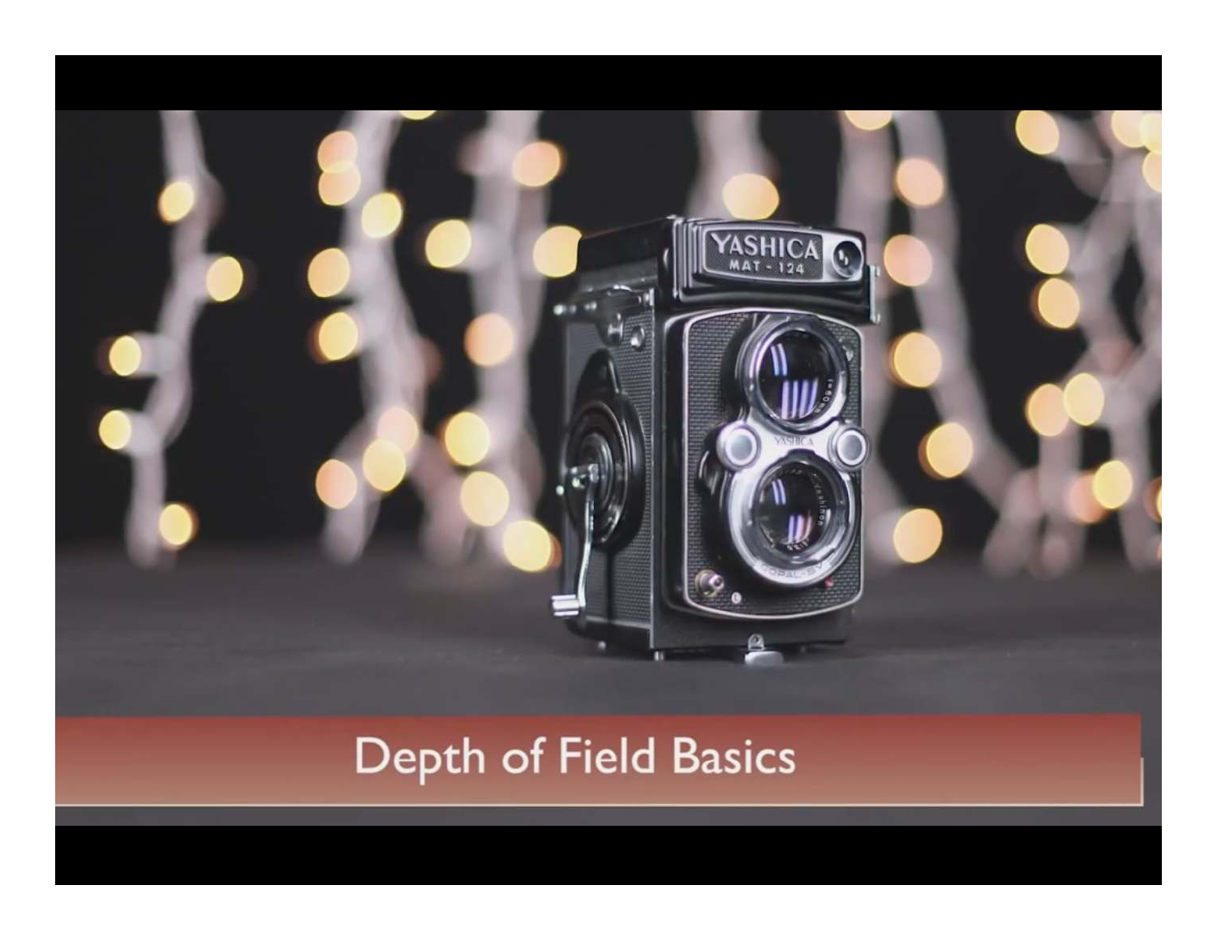# Depth of Field Basics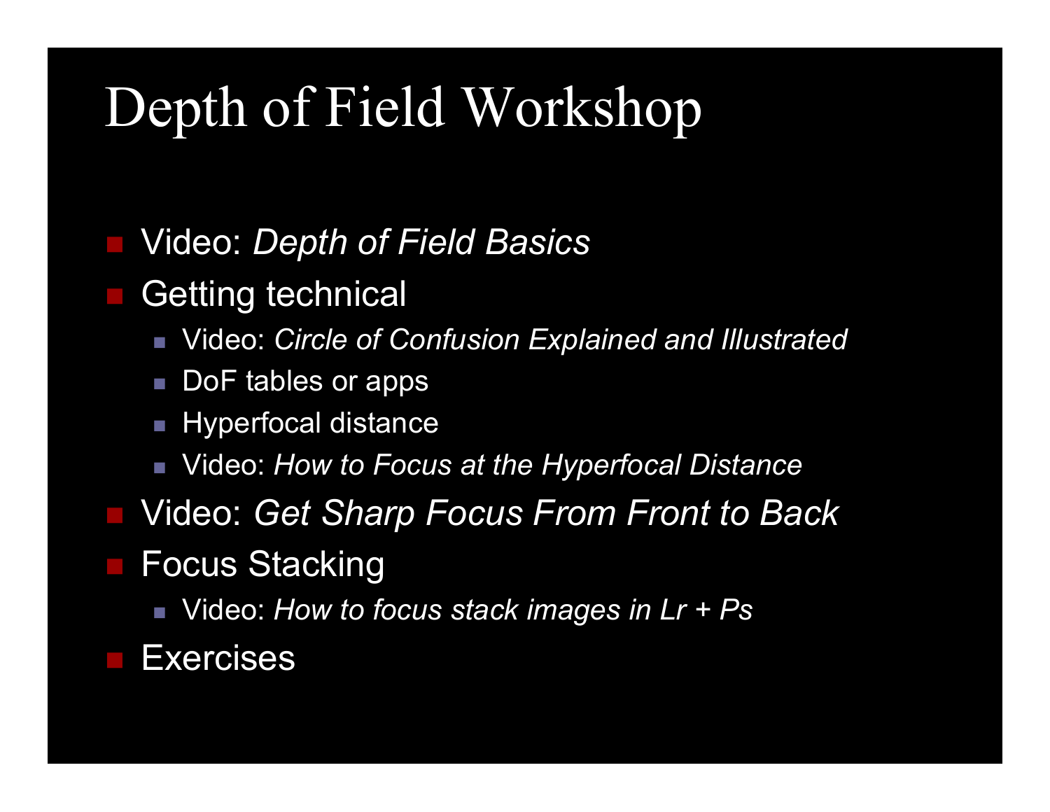# Depth of Field Workshop

- Video: *Depth of Field Basics*
- Getting technical
  - Video: *Circle of Confusion Explained and Illustrated*
  - DoF tables or apps
  - Hyperfocal distance
  - Video: *How to Focus at the Hyperfocal Distance*
- Video: *Get Sharp Focus From Front to Back*
- Focus Stacking
  - Video: *How to focus stack images in Lr + Ps*
- Exercises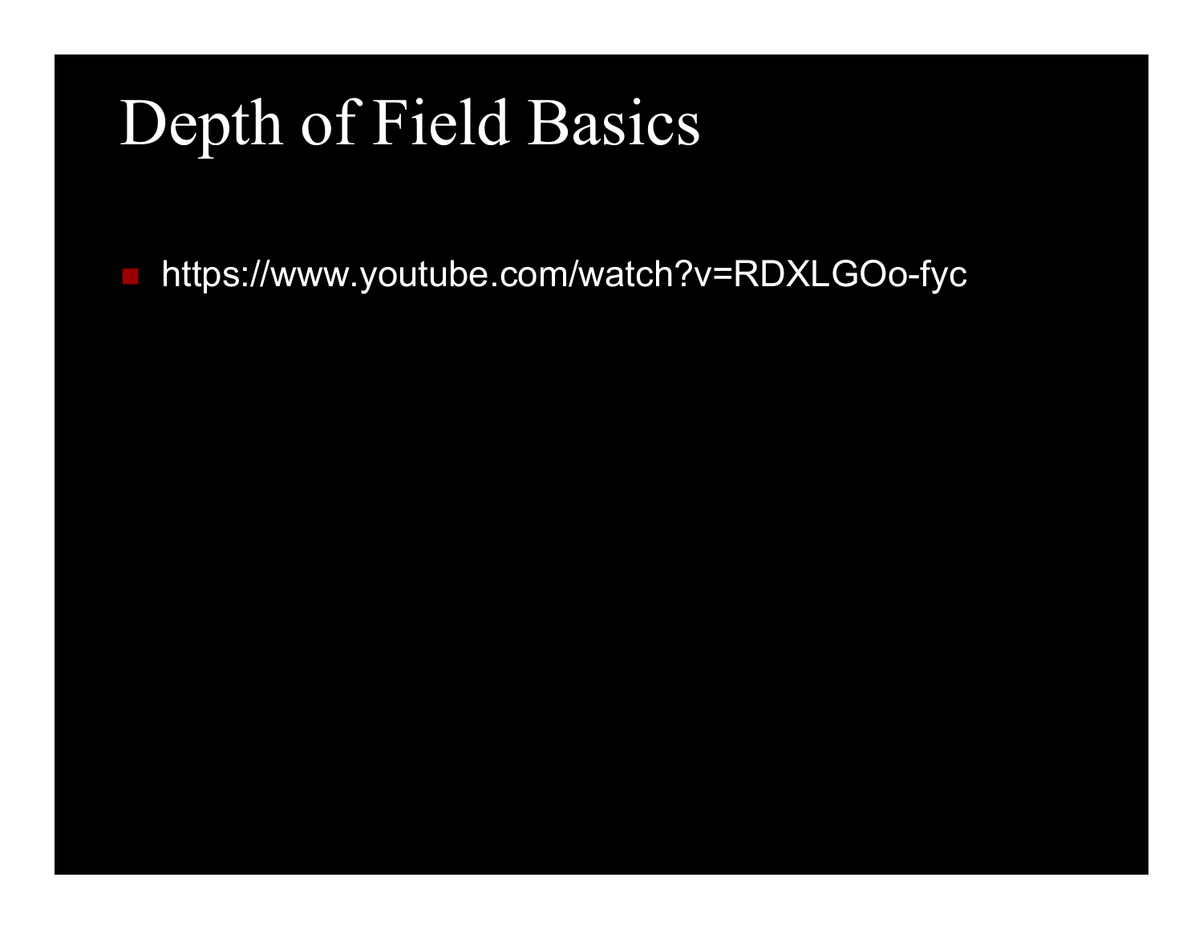# Depth of Field Basics

- https://www.youtube.com/watch?v=RDXLGOo-fyc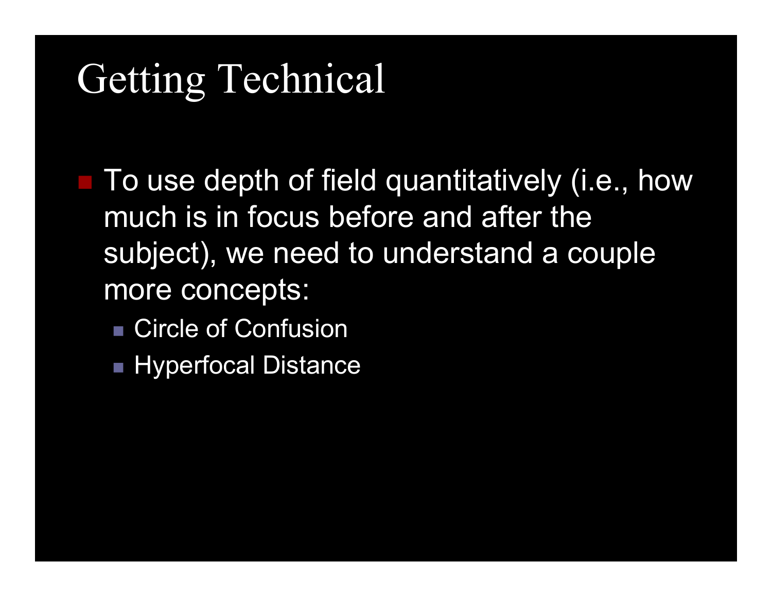# Getting Technical

- To use depth of field quantitatively (i.e., how much is in focus before and after the subject), we need to understand a couple more concepts:
  - Circle of Confusion
  - Hyperfocal Distance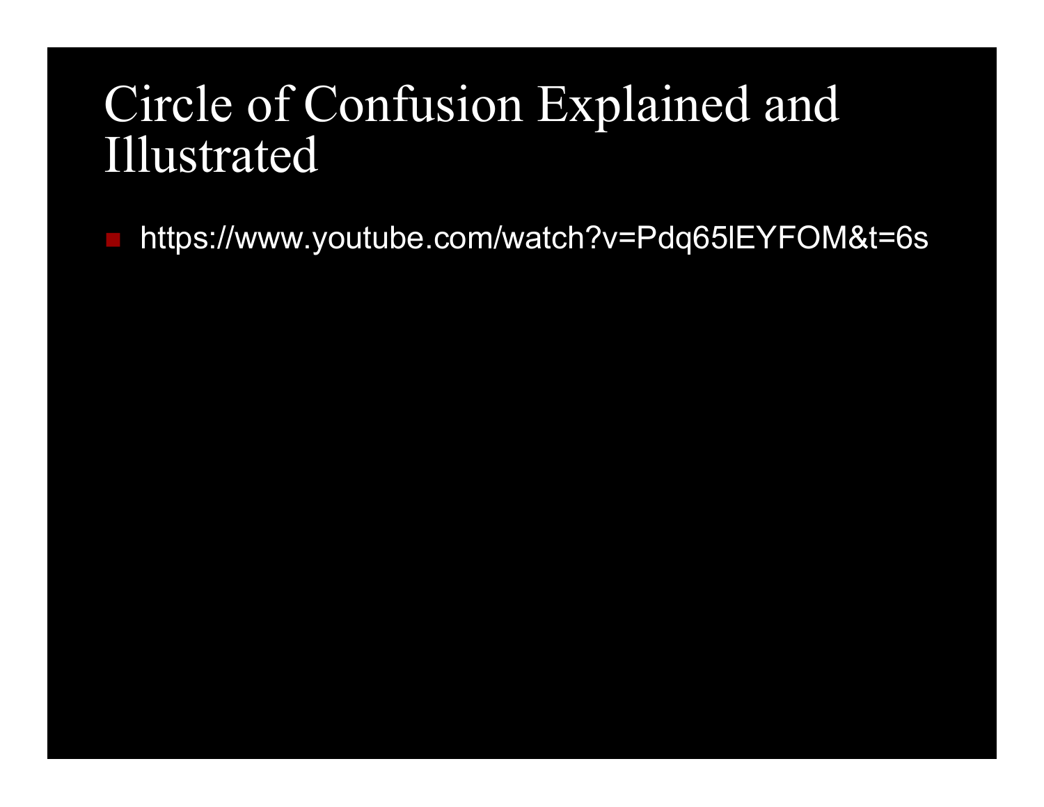# Circle of Confusion Explained and Illustrated

- https://www.youtube.com/watch?v=Pdq65lEYFOM&t=6s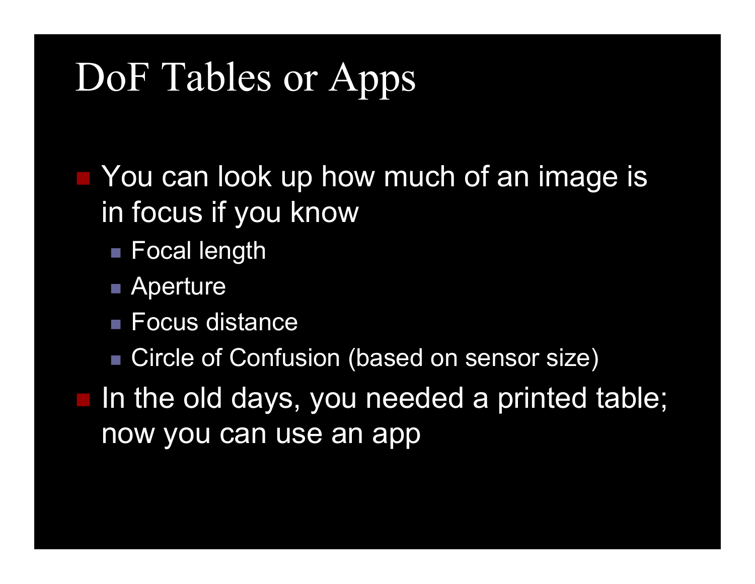# DoF Tables or Apps

- You can look up how much of an image is in focus if you know
  - Focal length
  - Aperture
  - Focus distance
  - Circle of Confusion (based on sensor size)
- In the old days, you needed a printed table; now you can use an app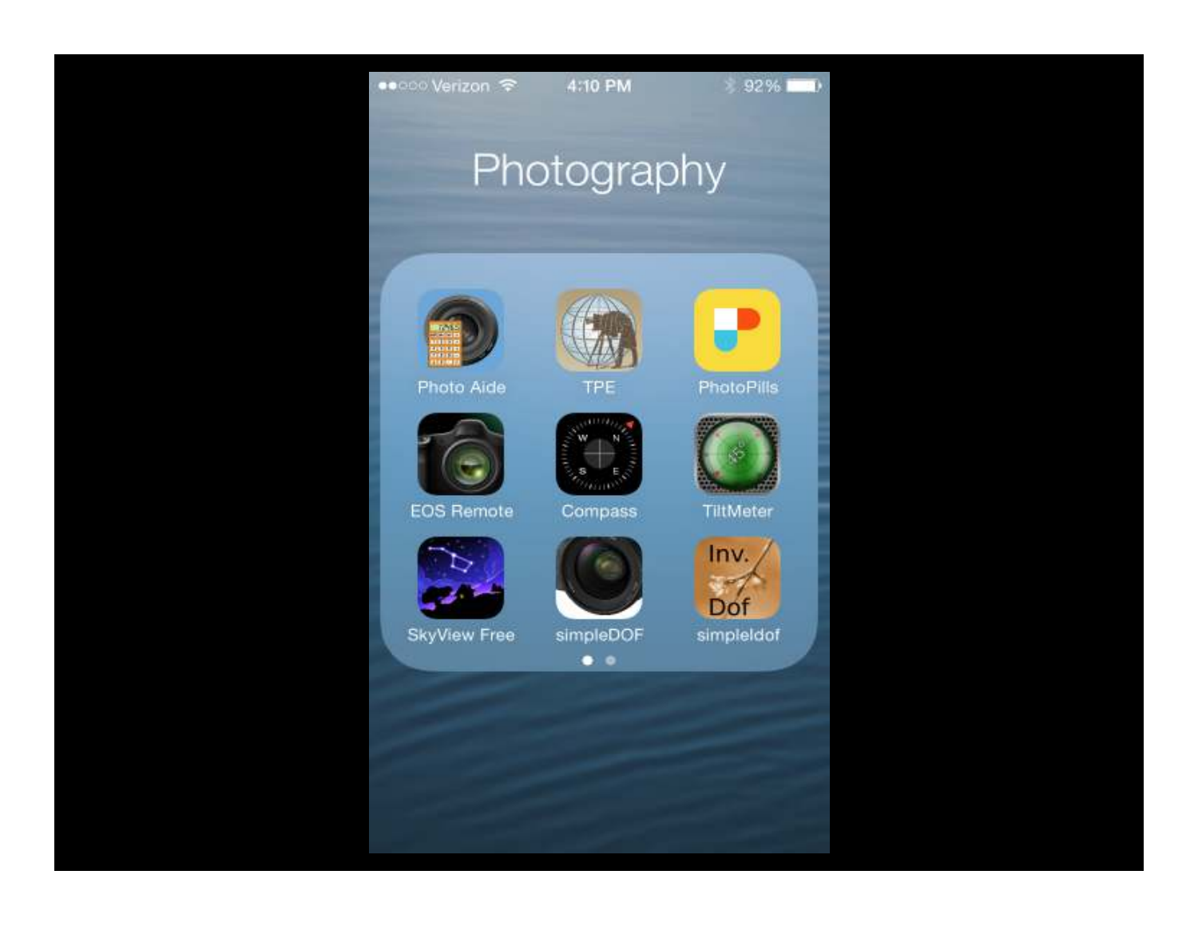# Photography

- Photo Aide
- TPE
- PhotoPills
- EOS Remote
- Compass
- TiltMeter
- SkyView Free
- simpleDOF
- simpleldof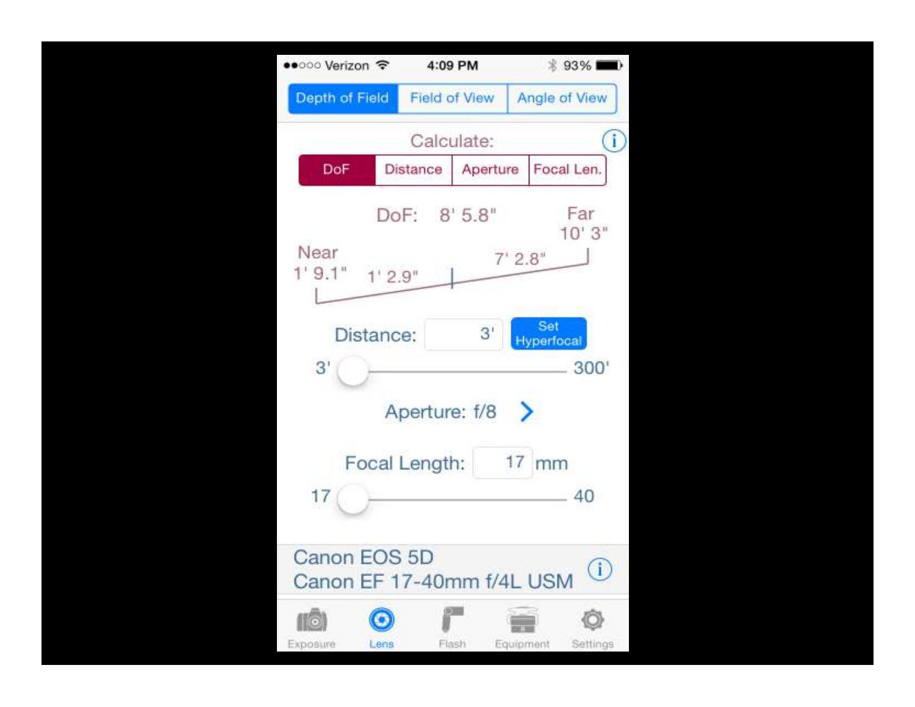Depth of Field | Field of View | Angle of View

Calculate:

DoF | Distance | Aperture | Focal Len.

DoF: 8' 5.8"

Far
10' 3"

Near
1' 9.1"

1' 2.9"

7' 2.8"

Distance: 3'

Set Hyperfocal

3' 300'

Aperture: f/8

Focal Length: 17 mm

17 40

Canon EOS 5D
Canon EF 17-40mm f/4L USM

Exposure | Lens | Flash | Equipment | Settings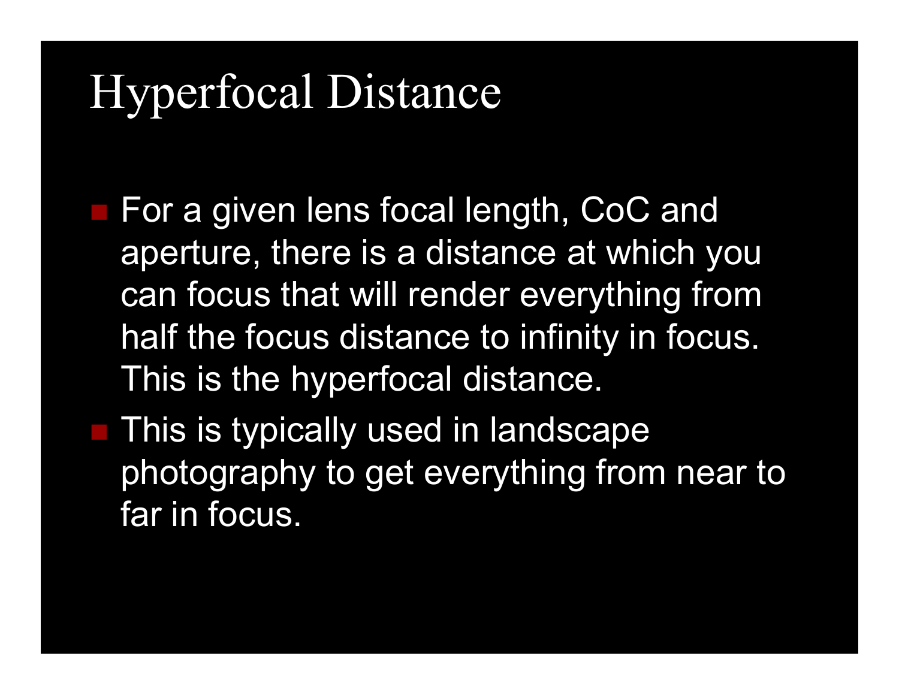# Hyperfocal Distance

- For a given lens focal length, CoC and aperture, there is a distance at which you can focus that will render everything from half the focus distance to infinity in focus. This is the hyperfocal distance.
- This is typically used in landscape photography to get everything from near to far in focus.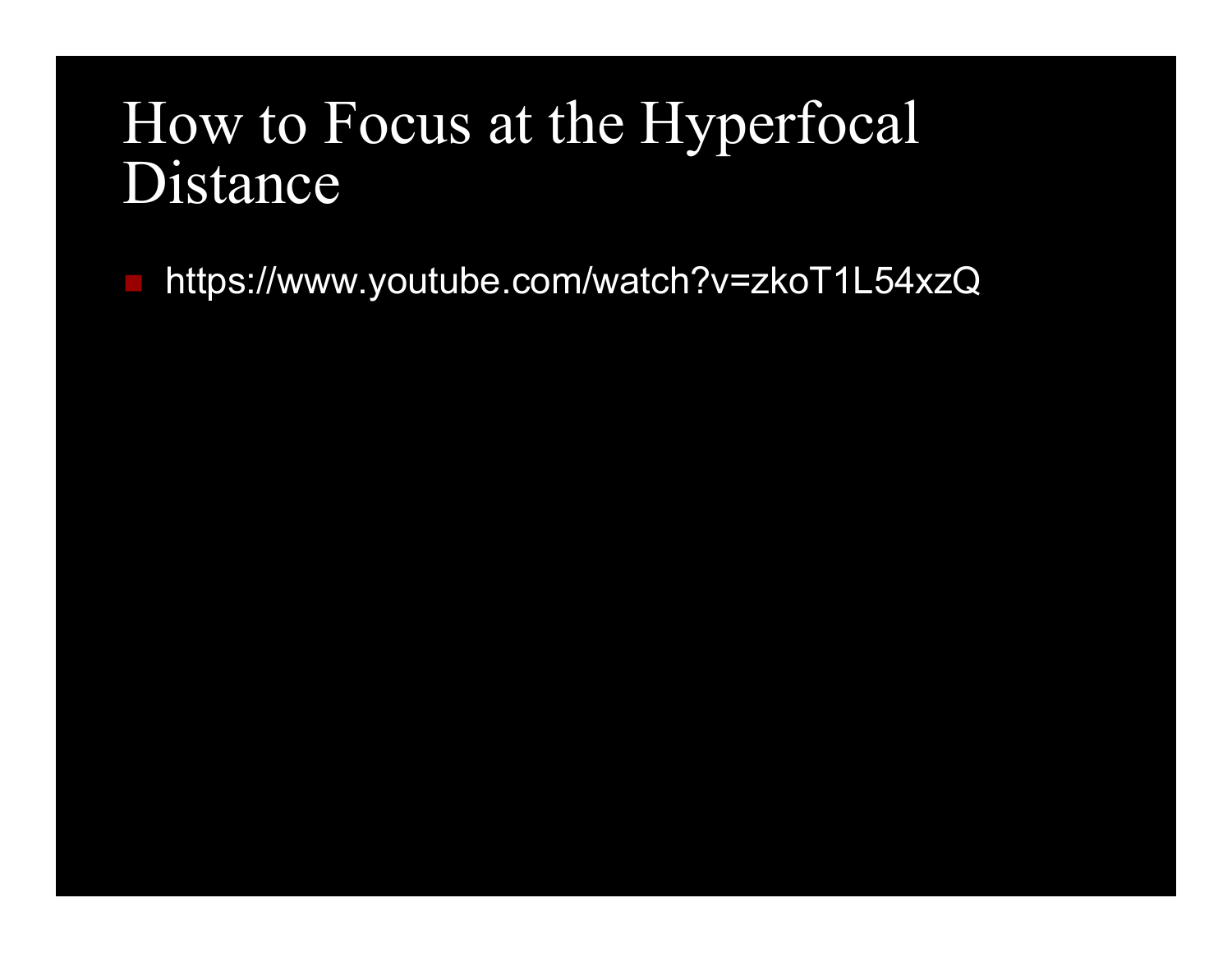# How to Focus at the Hyperfocal Distance

- https://www.youtube.com/watch?v=zkoT1L54xzQ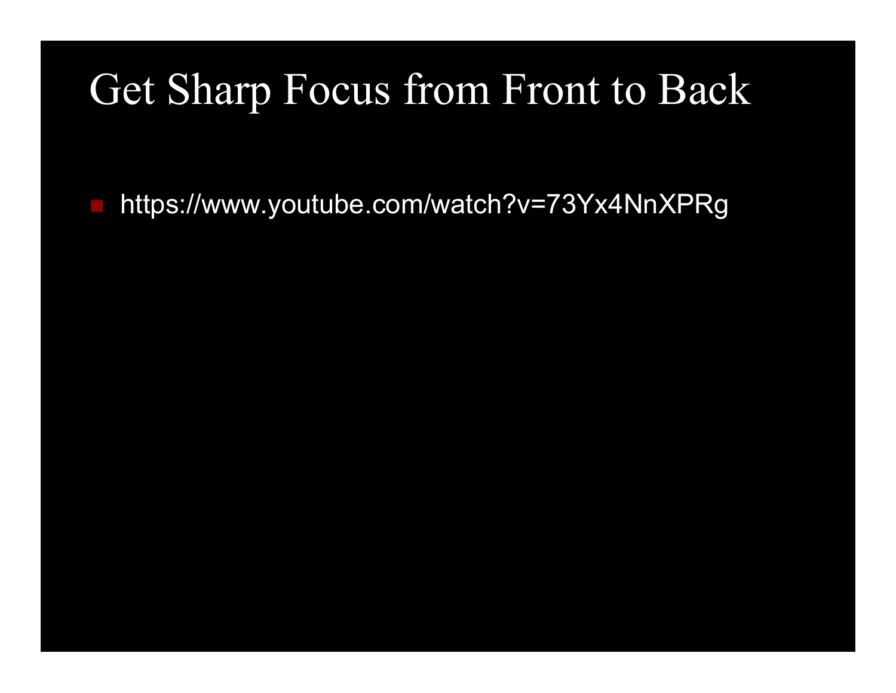# Get Sharp Focus from Front to Back

- https://www.youtube.com/watch?v=73Yx4NnXPRg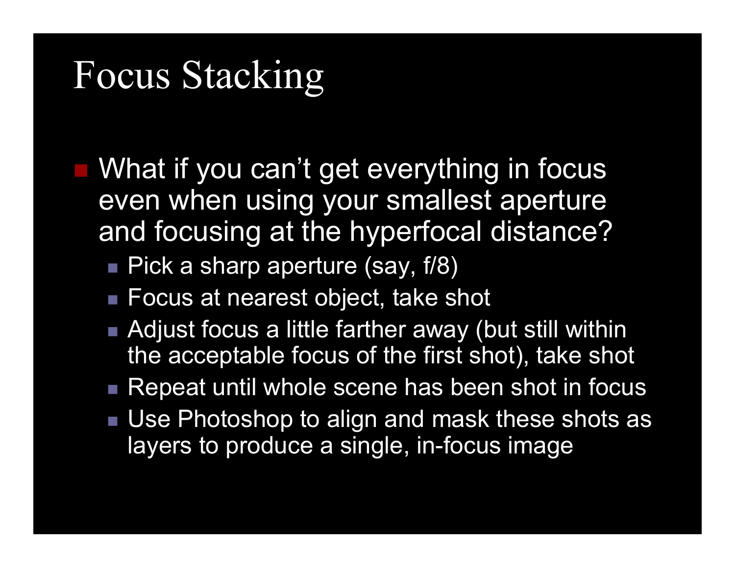# Focus Stacking

- What if you can't get everything in focus even when using your smallest aperture and focusing at the hyperfocal distance?
  - Pick a sharp aperture (say, f/8)
  - Focus at nearest object, take shot
  - Adjust focus a little farther away (but still within the acceptable focus of the first shot), take shot
  - Repeat until whole scene has been shot in focus
  - Use Photoshop to align and mask these shots as layers to produce a single, in-focus image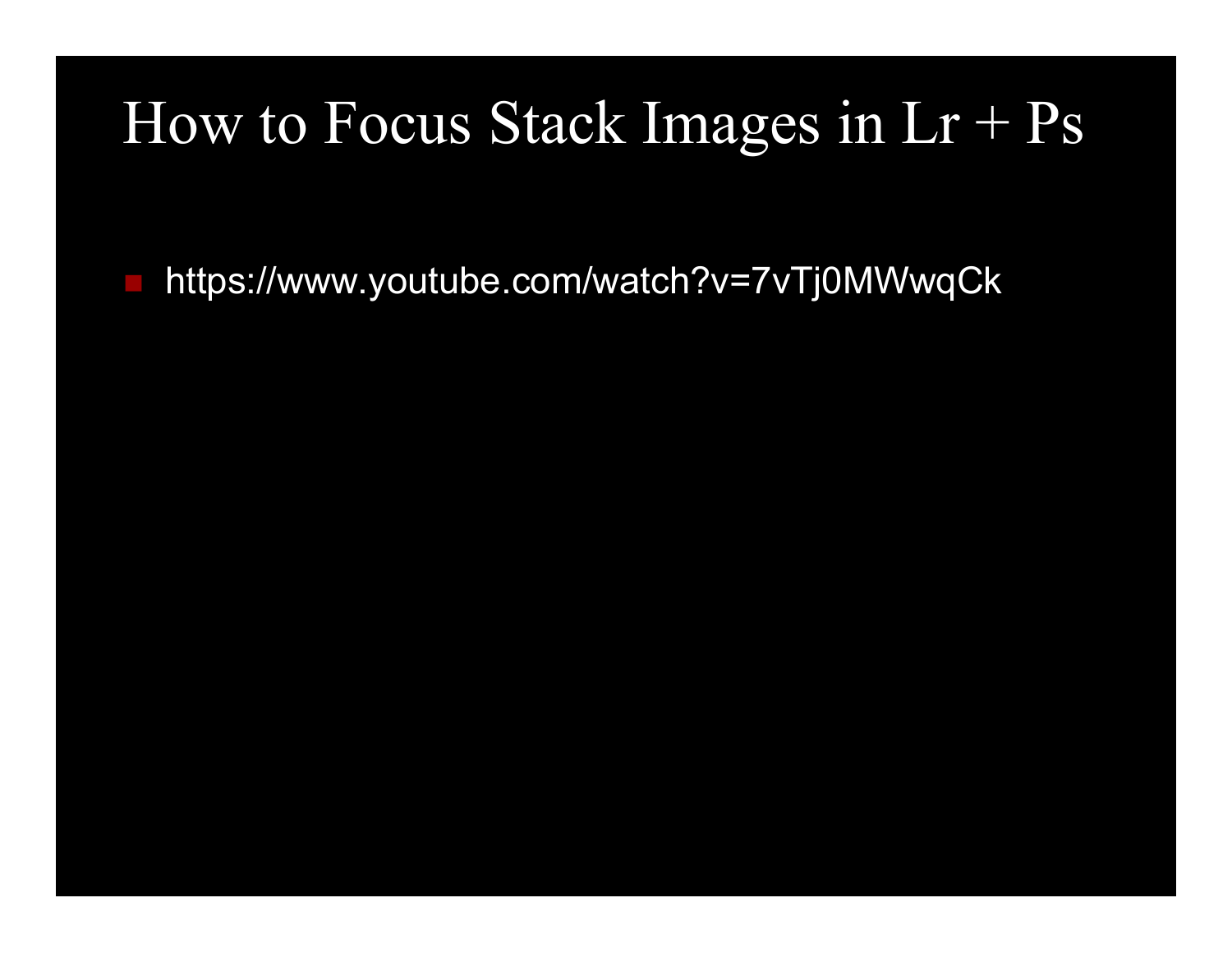# How to Focus Stack Images in Lr + Ps

- https://www.youtube.com/watch?v=7vTj0MWwqCk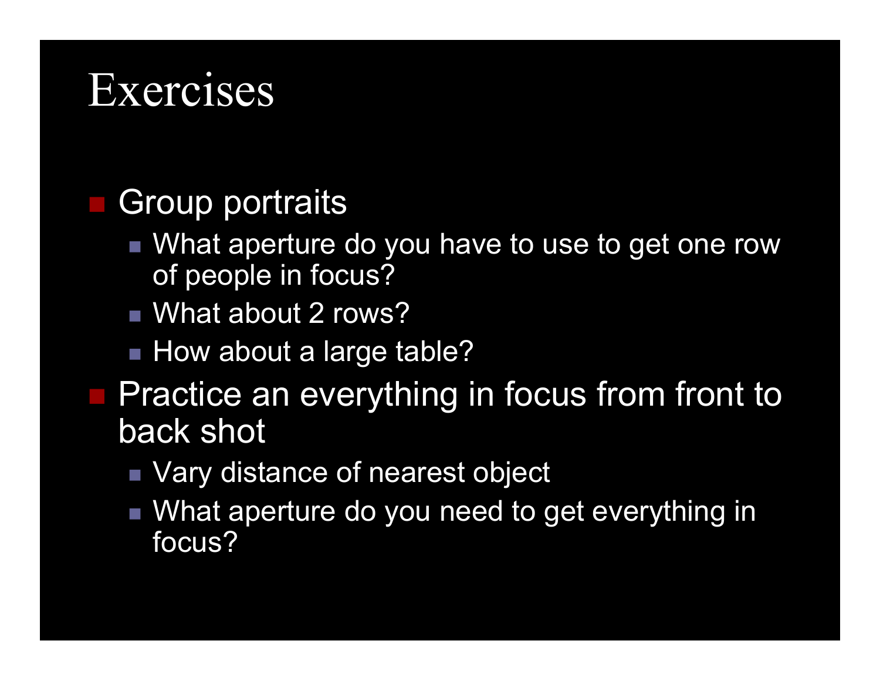# Exercises

- Group portraits
  - What aperture do you have to use to get one row of people in focus?
  - What about 2 rows?
  - How about a large table?
- Practice an everything in focus from front to back shot
  - Vary distance of nearest object
  - What aperture do you need to get everything in focus?